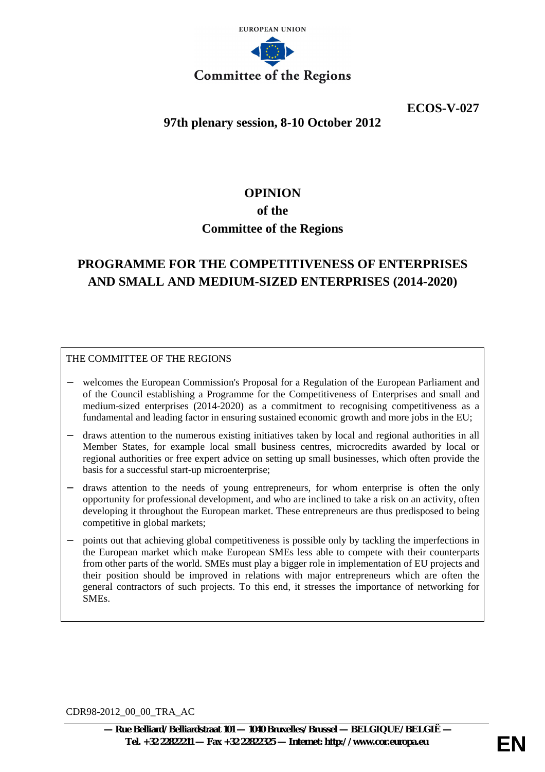EUROPEAN UNION

Committee of the Regions

**ECOS-V-027**

**97th plenary session, 8-10 October 2012**

# OPINION
# of the
# Committee of the Regions

## PROGRAMME FOR THE COMPETITIVENESS OF ENTERPRISES AND SMALL AND MEDIUM-SIZED ENTERPRISES (2014-2020)

THE COMMITTEE OF THE REGIONS

- welcomes the European Commission's Proposal for a Regulation of the European Parliament and of the Council establishing a Programme for the Competitiveness of Enterprises and small and medium-sized enterprises (2014-2020) as a commitment to recognising competitiveness as a fundamental and leading factor in ensuring sustained economic growth and more jobs in the EU;
- draws attention to the numerous existing initiatives taken by local and regional authorities in all Member States, for example local small business centres, microcredits awarded by local or regional authorities or free expert advice on setting up small businesses, which often provide the basis for a successful start-up microenterprise;
- draws attention to the needs of young entrepreneurs, for whom enterprise is often the only opportunity for professional development, and who are inclined to take a risk on an activity, often developing it throughout the European market. These entrepreneurs are thus predisposed to being competitive in global markets;
- points out that achieving global competitiveness is possible only by tackling the imperfections in the European market which make European SMEs less able to compete with their counterparts from other parts of the world. SMEs must play a bigger role in implementation of EU projects and their position should be improved in relations with major entrepreneurs which are often the general contractors of such projects. To this end, it stresses the importance of networking for SMEs.

CDR98-2012_00_00_TRA_AC

— Rue Belliard/Belliardstraat 101 — 1040 Bruxelles/Brussel — BELGIQUE/BELGIË —
Tel. +32 22822211 — Fax +32 22822325 — Internet: http://www.cor.europa.eu

EN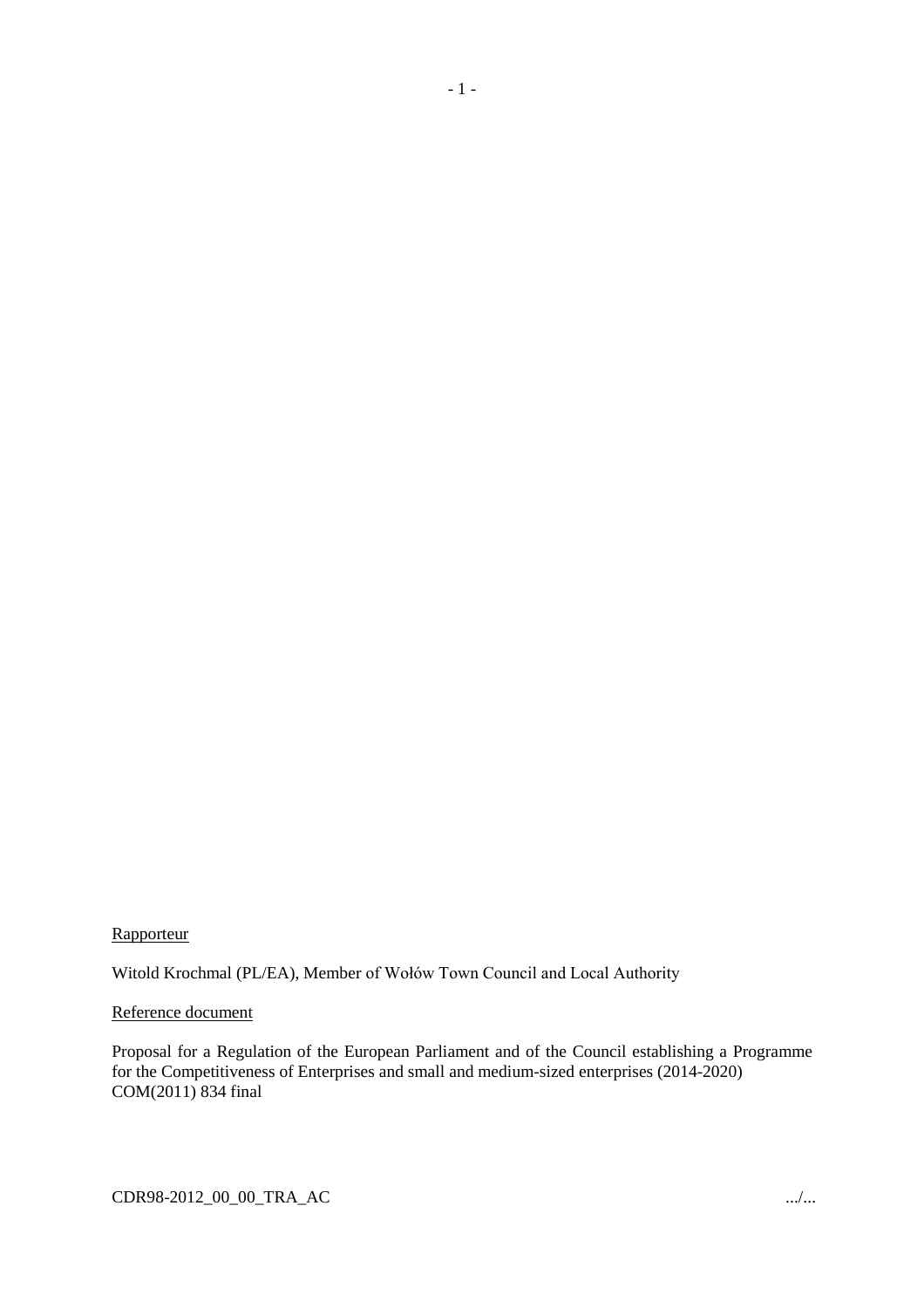Rapporteur

Witold Krochmal (PL/EA), Member of Wołów Town Council and Local Authority

Reference document

Proposal for a Regulation of the European Parliament and of the Council establishing a Programme for the Competitiveness of Enterprises and small and medium-sized enterprises (2014-2020)
COM(2011) 834 final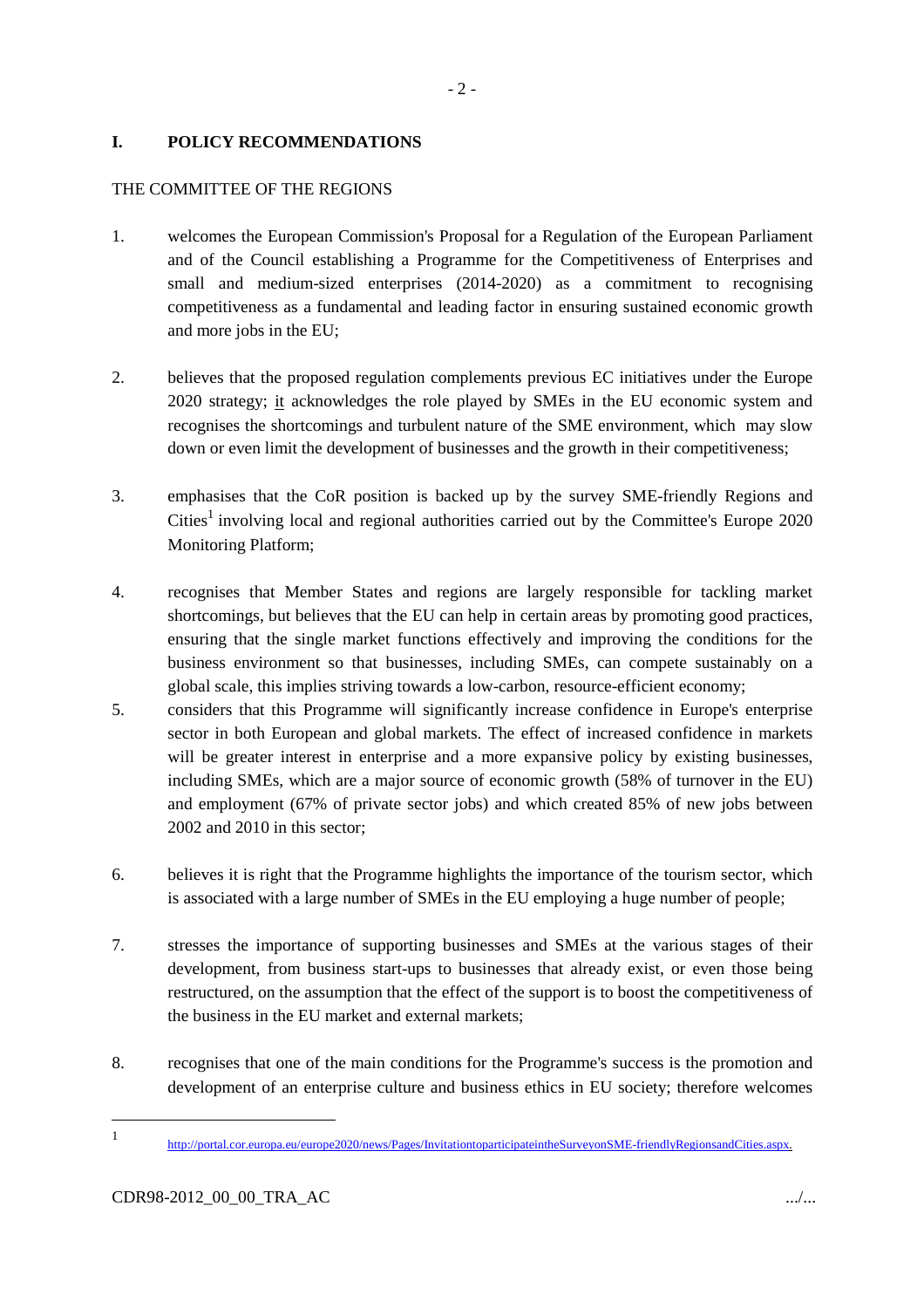## I. POLICY RECOMMENDATIONS

THE COMMITTEE OF THE REGIONS

1. welcomes the European Commission's Proposal for a Regulation of the European Parliament and of the Council establishing a Programme for the Competitiveness of Enterprises and small and medium-sized enterprises (2014-2020) as a commitment to recognising competitiveness as a fundamental and leading factor in ensuring sustained economic growth and more jobs in the EU;

2. believes that the proposed regulation complements previous EC initiatives under the Europe 2020 strategy; it acknowledges the role played by SMEs in the EU economic system and recognises the shortcomings and turbulent nature of the SME environment, which may slow down or even limit the development of businesses and the growth in their competitiveness;

3. emphasises that the CoR position is backed up by the survey SME-friendly Regions and Cities[1] involving local and regional authorities carried out by the Committee's Europe 2020 Monitoring Platform;

4. recognises that Member States and regions are largely responsible for tackling market shortcomings, but believes that the EU can help in certain areas by promoting good practices, ensuring that the single market functions effectively and improving the conditions for the business environment so that businesses, including SMEs, can compete sustainably on a global scale, this implies striving towards a low-carbon, resource-efficient economy;

5. considers that this Programme will significantly increase confidence in Europe's enterprise sector in both European and global markets. The effect of increased confidence in markets will be greater interest in enterprise and a more expansive policy by existing businesses, including SMEs, which are a major source of economic growth (58% of turnover in the EU) and employment (67% of private sector jobs) and which created 85% of new jobs between 2002 and 2010 in this sector;

6. believes it is right that the Programme highlights the importance of the tourism sector, which is associated with a large number of SMEs in the EU employing a huge number of people;

7. stresses the importance of supporting businesses and SMEs at the various stages of their development, from business start-ups to businesses that already exist, or even those being restructured, on the assumption that the effect of the support is to boost the competitiveness of the business in the EU market and external markets;

8. recognises that one of the main conditions for the Programme's success is the promotion and development of an enterprise culture and business ethics in EU society; therefore welcomes

---

1 http://portal.cor.europa.eu/europe2020/news/Pages/InvitationtoparticipateintheSurveyonSME-friendlyRegionsandCities.aspx.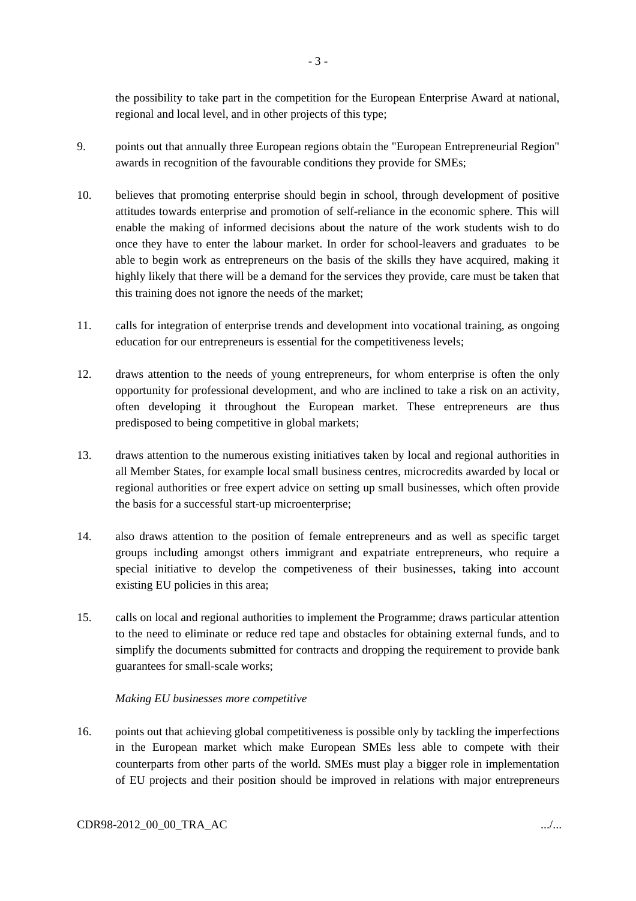the possibility to take part in the competition for the European Enterprise Award at national, regional and local level, and in other projects of this type;

9. points out that annually three European regions obtain the "European Entrepreneurial Region" awards in recognition of the favourable conditions they provide for SMEs;

10. believes that promoting enterprise should begin in school, through development of positive attitudes towards enterprise and promotion of self-reliance in the economic sphere. This will enable the making of informed decisions about the nature of the work students wish to do once they have to enter the labour market. In order for school-leavers and graduates to be able to begin work as entrepreneurs on the basis of the skills they have acquired, making it highly likely that there will be a demand for the services they provide, care must be taken that this training does not ignore the needs of the market;

11. calls for integration of enterprise trends and development into vocational training, as ongoing education for our entrepreneurs is essential for the competitiveness levels;

12. draws attention to the needs of young entrepreneurs, for whom enterprise is often the only opportunity for professional development, and who are inclined to take a risk on an activity, often developing it throughout the European market. These entrepreneurs are thus predisposed to being competitive in global markets;

13. draws attention to the numerous existing initiatives taken by local and regional authorities in all Member States, for example local small business centres, microcredits awarded by local or regional authorities or free expert advice on setting up small businesses, which often provide the basis for a successful start-up microenterprise;

14. also draws attention to the position of female entrepreneurs and as well as specific target groups including amongst others immigrant and expatriate entrepreneurs, who require a special initiative to develop the competiveness of their businesses, taking into account existing EU policies in this area;

15. calls on local and regional authorities to implement the Programme; draws particular attention to the need to eliminate or reduce red tape and obstacles for obtaining external funds, and to simplify the documents submitted for contracts and dropping the requirement to provide bank guarantees for small-scale works;

*Making EU businesses more competitive*

16. points out that achieving global competitiveness is possible only by tackling the imperfections in the European market which make European SMEs less able to compete with their counterparts from other parts of the world. SMEs must play a bigger role in implementation of EU projects and their position should be improved in relations with major entrepreneurs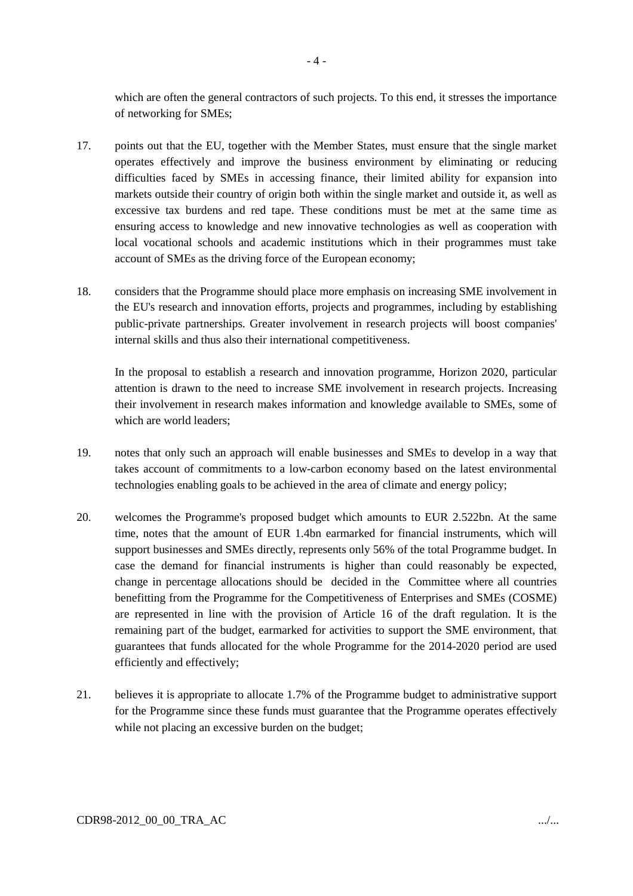which are often the general contractors of such projects. To this end, it stresses the importance of networking for SMEs;

17. points out that the EU, together with the Member States, must ensure that the single market operates effectively and improve the business environment by eliminating or reducing difficulties faced by SMEs in accessing finance, their limited ability for expansion into markets outside their country of origin both within the single market and outside it, as well as excessive tax burdens and red tape. These conditions must be met at the same time as ensuring access to knowledge and new innovative technologies as well as cooperation with local vocational schools and academic institutions which in their programmes must take account of SMEs as the driving force of the European economy;

18. considers that the Programme should place more emphasis on increasing SME involvement in the EU's research and innovation efforts, projects and programmes, including by establishing public-private partnerships. Greater involvement in research projects will boost companies' internal skills and thus also their international competitiveness.

    In the proposal to establish a research and innovation programme, Horizon 2020, particular attention is drawn to the need to increase SME involvement in research projects. Increasing their involvement in research makes information and knowledge available to SMEs, some of which are world leaders;

19. notes that only such an approach will enable businesses and SMEs to develop in a way that takes account of commitments to a low-carbon economy based on the latest environmental technologies enabling goals to be achieved in the area of climate and energy policy;

20. welcomes the Programme's proposed budget which amounts to EUR 2.522bn. At the same time, notes that the amount of EUR 1.4bn earmarked for financial instruments, which will support businesses and SMEs directly, represents only 56% of the total Programme budget. In case the demand for financial instruments is higher than could reasonably be expected, change in percentage allocations should be decided in the Committee where all countries benefitting from the Programme for the Competitiveness of Enterprises and SMEs (COSME) are represented in line with the provision of Article 16 of the draft regulation. It is the remaining part of the budget, earmarked for activities to support the SME environment, that guarantees that funds allocated for the whole Programme for the 2014-2020 period are used efficiently and effectively;

21. believes it is appropriate to allocate 1.7% of the Programme budget to administrative support for the Programme since these funds must guarantee that the Programme operates effectively while not placing an excessive burden on the budget;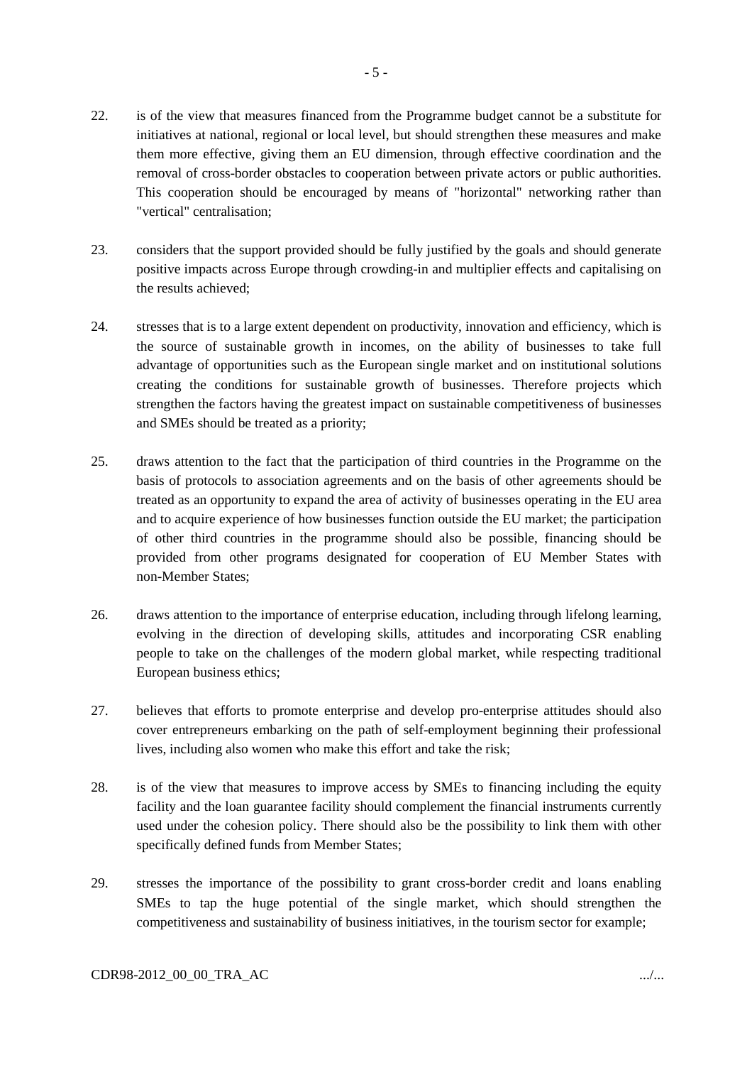22. is of the view that measures financed from the Programme budget cannot be a substitute for initiatives at national, regional or local level, but should strengthen these measures and make them more effective, giving them an EU dimension, through effective coordination and the removal of cross-border obstacles to cooperation between private actors or public authorities. This cooperation should be encouraged by means of "horizontal" networking rather than "vertical" centralisation;

23. considers that the support provided should be fully justified by the goals and should generate positive impacts across Europe through crowding-in and multiplier effects and capitalising on the results achieved;

24. stresses that is to a large extent dependent on productivity, innovation and efficiency, which is the source of sustainable growth in incomes, on the ability of businesses to take full advantage of opportunities such as the European single market and on institutional solutions creating the conditions for sustainable growth of businesses. Therefore projects which strengthen the factors having the greatest impact on sustainable competitiveness of businesses and SMEs should be treated as a priority;

25. draws attention to the fact that the participation of third countries in the Programme on the basis of protocols to association agreements and on the basis of other agreements should be treated as an opportunity to expand the area of activity of businesses operating in the EU area and to acquire experience of how businesses function outside the EU market; the participation of other third countries in the programme should also be possible, financing should be provided from other programs designated for cooperation of EU Member States with non-Member States;

26. draws attention to the importance of enterprise education, including through lifelong learning, evolving in the direction of developing skills, attitudes and incorporating CSR enabling people to take on the challenges of the modern global market, while respecting traditional European business ethics;

27. believes that efforts to promote enterprise and develop pro-enterprise attitudes should also cover entrepreneurs embarking on the path of self-employment beginning their professional lives, including also women who make this effort and take the risk;

28. is of the view that measures to improve access by SMEs to financing including the equity facility and the loan guarantee facility should complement the financial instruments currently used under the cohesion policy. There should also be the possibility to link them with other specifically defined funds from Member States;

29. stresses the importance of the possibility to grant cross-border credit and loans enabling SMEs to tap the huge potential of the single market, which should strengthen the competitiveness and sustainability of business initiatives, in the tourism sector for example;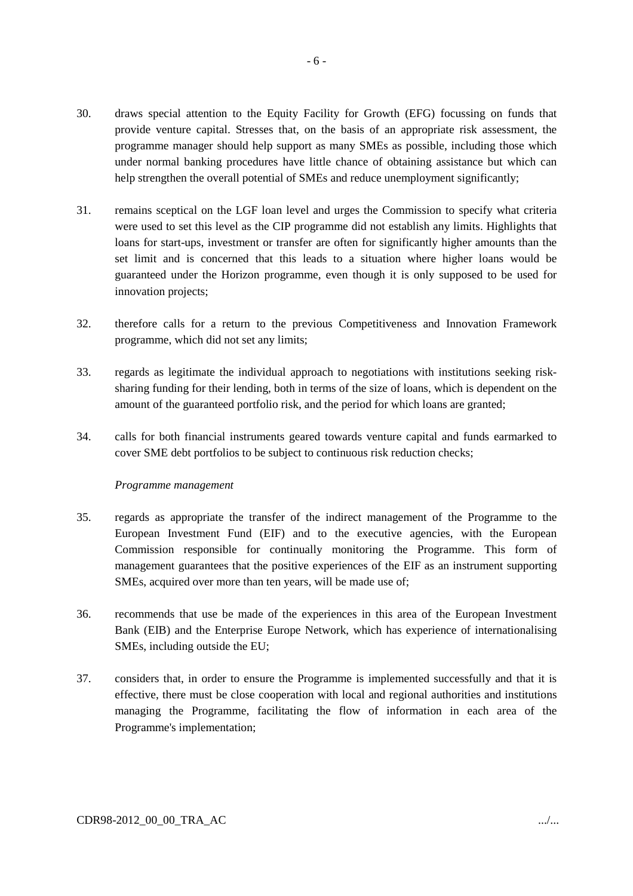30. draws special attention to the Equity Facility for Growth (EFG) focussing on funds that provide venture capital. Stresses that, on the basis of an appropriate risk assessment, the programme manager should help support as many SMEs as possible, including those which under normal banking procedures have little chance of obtaining assistance but which can help strengthen the overall potential of SMEs and reduce unemployment significantly;

31. remains sceptical on the LGF loan level and urges the Commission to specify what criteria were used to set this level as the CIP programme did not establish any limits. Highlights that loans for start-ups, investment or transfer are often for significantly higher amounts than the set limit and is concerned that this leads to a situation where higher loans would be guaranteed under the Horizon programme, even though it is only supposed to be used for innovation projects;

32. therefore calls for a return to the previous Competitiveness and Innovation Framework programme, which did not set any limits;

33. regards as legitimate the individual approach to negotiations with institutions seeking risk-sharing funding for their lending, both in terms of the size of loans, which is dependent on the amount of the guaranteed portfolio risk, and the period for which loans are granted;

34. calls for both financial instruments geared towards venture capital and funds earmarked to cover SME debt portfolios to be subject to continuous risk reduction checks;

*Programme management*

35. regards as appropriate the transfer of the indirect management of the Programme to the European Investment Fund (EIF) and to the executive agencies, with the European Commission responsible for continually monitoring the Programme. This form of management guarantees that the positive experiences of the EIF as an instrument supporting SMEs, acquired over more than ten years, will be made use of;

36. recommends that use be made of the experiences in this area of the European Investment Bank (EIB) and the Enterprise Europe Network, which has experience of internationalising SMEs, including outside the EU;

37. considers that, in order to ensure the Programme is implemented successfully and that it is effective, there must be close cooperation with local and regional authorities and institutions managing the Programme, facilitating the flow of information in each area of the Programme's implementation;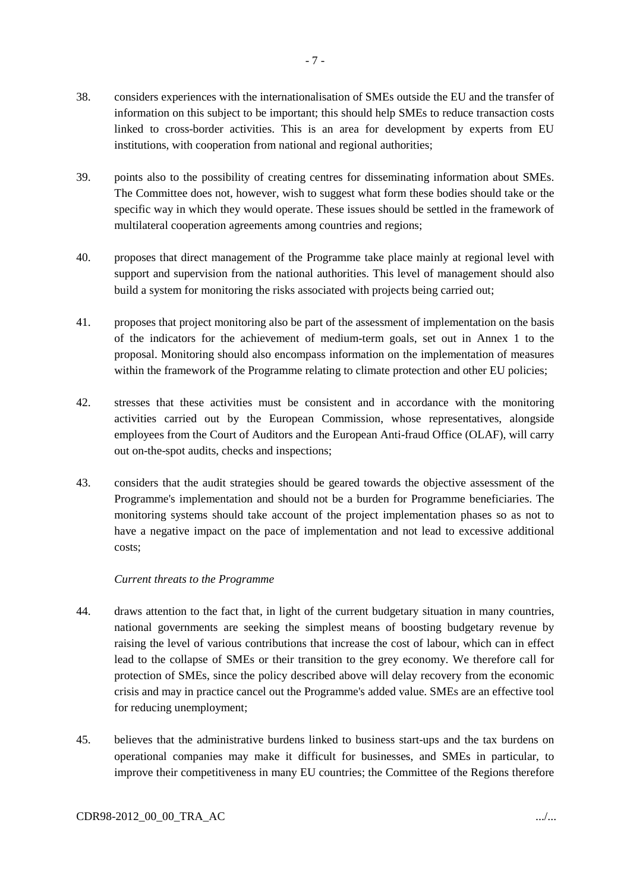38. considers experiences with the internationalisation of SMEs outside the EU and the transfer of information on this subject to be important; this should help SMEs to reduce transaction costs linked to cross-border activities. This is an area for development by experts from EU institutions, with cooperation from national and regional authorities;

39. points also to the possibility of creating centres for disseminating information about SMEs. The Committee does not, however, wish to suggest what form these bodies should take or the specific way in which they would operate. These issues should be settled in the framework of multilateral cooperation agreements among countries and regions;

40. proposes that direct management of the Programme take place mainly at regional level with support and supervision from the national authorities. This level of management should also build a system for monitoring the risks associated with projects being carried out;

41. proposes that project monitoring also be part of the assessment of implementation on the basis of the indicators for the achievement of medium-term goals, set out in Annex 1 to the proposal. Monitoring should also encompass information on the implementation of measures within the framework of the Programme relating to climate protection and other EU policies;

42. stresses that these activities must be consistent and in accordance with the monitoring activities carried out by the European Commission, whose representatives, alongside employees from the Court of Auditors and the European Anti-fraud Office (OLAF), will carry out on-the-spot audits, checks and inspections;

43. considers that the audit strategies should be geared towards the objective assessment of the Programme's implementation and should not be a burden for Programme beneficiaries. The monitoring systems should take account of the project implementation phases so as not to have a negative impact on the pace of implementation and not lead to excessive additional costs;

*Current threats to the Programme*

44. draws attention to the fact that, in light of the current budgetary situation in many countries, national governments are seeking the simplest means of boosting budgetary revenue by raising the level of various contributions that increase the cost of labour, which can in effect lead to the collapse of SMEs or their transition to the grey economy. We therefore call for protection of SMEs, since the policy described above will delay recovery from the economic crisis and may in practice cancel out the Programme's added value. SMEs are an effective tool for reducing unemployment;

45. believes that the administrative burdens linked to business start-ups and the tax burdens on operational companies may make it difficult for businesses, and SMEs in particular, to improve their competitiveness in many EU countries; the Committee of the Regions therefore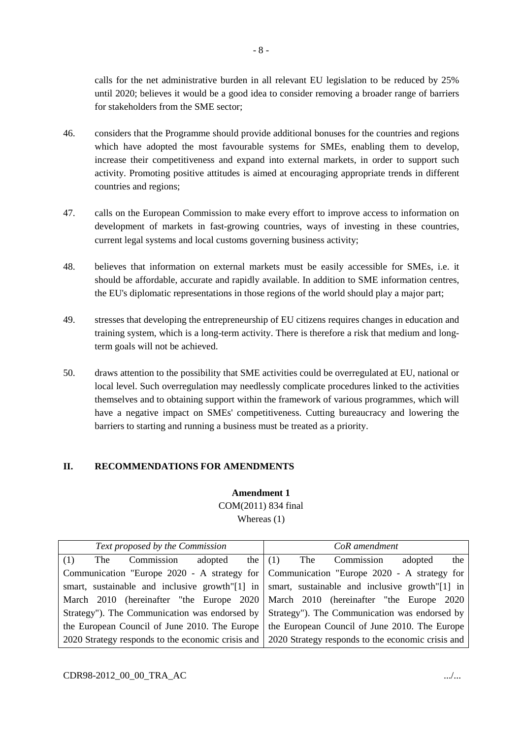calls for the net administrative burden in all relevant EU legislation to be reduced by 25% until 2020; believes it would be a good idea to consider removing a broader range of barriers for stakeholders from the SME sector;

46. considers that the Programme should provide additional bonuses for the countries and regions which have adopted the most favourable systems for SMEs, enabling them to develop, increase their competitiveness and expand into external markets, in order to support such activity. Promoting positive attitudes is aimed at encouraging appropriate trends in different countries and regions;

47. calls on the European Commission to make every effort to improve access to information on development of markets in fast-growing countries, ways of investing in these countries, current legal systems and local customs governing business activity;

48. believes that information on external markets must be easily accessible for SMEs, i.e. it should be affordable, accurate and rapidly available. In addition to SME information centres, the EU's diplomatic representations in those regions of the world should play a major part;

49. stresses that developing the entrepreneurship of EU citizens requires changes in education and training system, which is a long-term activity. There is therefore a risk that medium and long-term goals will not be achieved.

50. draws attention to the possibility that SME activities could be overregulated at EU, national or local level. Such overregulation may needlessly complicate procedures linked to the activities themselves and to obtaining support within the framework of various programmes, which will have a negative impact on SMEs' competitiveness. Cutting bureaucracy and lowering the barriers to starting and running a business must be treated as a priority.

## II. RECOMMENDATIONS FOR AMENDMENTS

**Amendment 1**
COM(2011) 834 final
Whereas (1)

| *Text proposed by the Commission* | *CoR amendment* |
|---|---|
| (1) The Commission adopted the Communication "Europe 2020 - A strategy for smart, sustainable and inclusive growth"[1] in March 2010 (hereinafter "the Europe 2020 Strategy"). The Communication was endorsed by the European Council of June 2010. The Europe 2020 Strategy responds to the economic crisis and | (1) The Commission adopted the Communication "Europe 2020 - A strategy for smart, sustainable and inclusive growth"[1] in March 2010 (hereinafter "the Europe 2020 Strategy"). The Communication was endorsed by the European Council of June 2010. The Europe 2020 Strategy responds to the economic crisis and |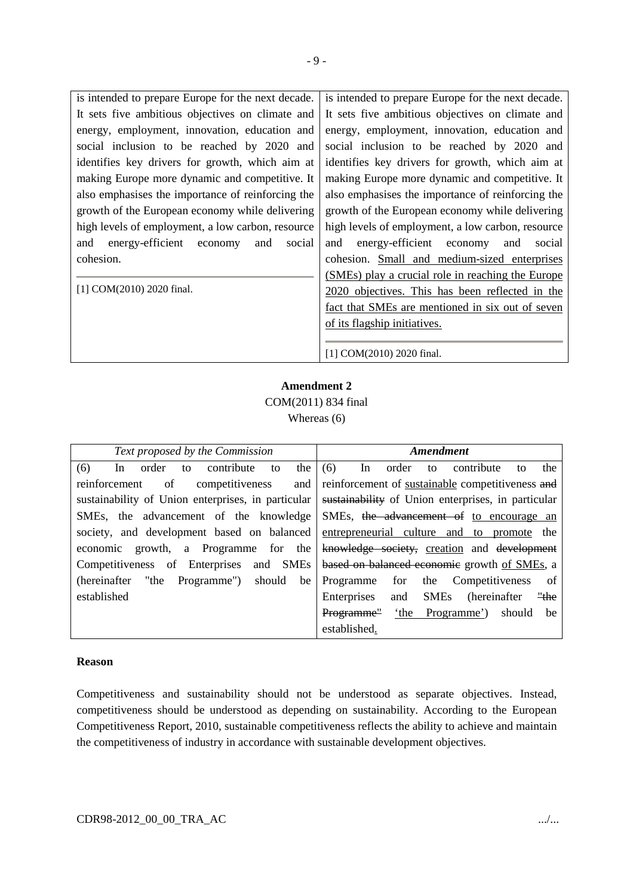| | |
|---|---|
| is intended to prepare Europe for the next decade. It sets five ambitious objectives on climate and energy, employment, innovation, education and social inclusion to be reached by 2020 and identifies key drivers for growth, which aim at making Europe more dynamic and competitive. It also emphasises the importance of reinforcing the growth of the European economy while delivering high levels of employment, a low carbon, resource and energy-efficient economy and social cohesion.<br><br>[1] COM(2010) 2020 final. | is intended to prepare Europe for the next decade. It sets five ambitious objectives on climate and energy, employment, innovation, education and social inclusion to be reached by 2020 and identifies key drivers for growth, which aim at making Europe more dynamic and competitive. It also emphasises the importance of reinforcing the growth of the European economy while delivering high levels of employment, a low carbon, resource and energy-efficient economy and social cohesion. <u>Small and medium-sized enterprises (SMEs) play a crucial role in reaching the Europe 2020 objectives. This has been reflected in the fact that SMEs are mentioned in six out of seven of its flagship initiatives.</u><br><br>[1] COM(2010) 2020 final. |

**Amendment 2**
COM(2011) 834 final
Whereas (6)

| *Text proposed by the Commission* | ***Amendment*** |
|---|---|
| (6) In order to contribute to the reinforcement of competitiveness and sustainability of Union enterprises, in particular SMEs, the advancement of the knowledge society, and development based on balanced economic growth, a Programme for the Competitiveness of Enterprises and SMEs (hereinafter "the Programme") should be established | (6) In order to contribute to the reinforcement of <u>sustainable</u> competitiveness ~~and sustainability~~ of Union enterprises, in particular SMEs, ~~the advancement of~~ <u>to encourage an entrepreneurial culture and to promote</u> the ~~knowledge society,~~ <u>creation</u> and ~~development based on balanced economic~~ growth <u>of SMEs</u>, a Programme for the Competitiveness of Enterprises and SMEs (hereinafter ~~"the Programme"~~ <u>'the Programme'</u>) should be established<u>.</u> |

**Reason**

Competitiveness and sustainability should not be understood as separate objectives. Instead, competitiveness should be understood as depending on sustainability. According to the European Competitiveness Report, 2010, sustainable competitiveness reflects the ability to achieve and maintain the competitiveness of industry in accordance with sustainable development objectives.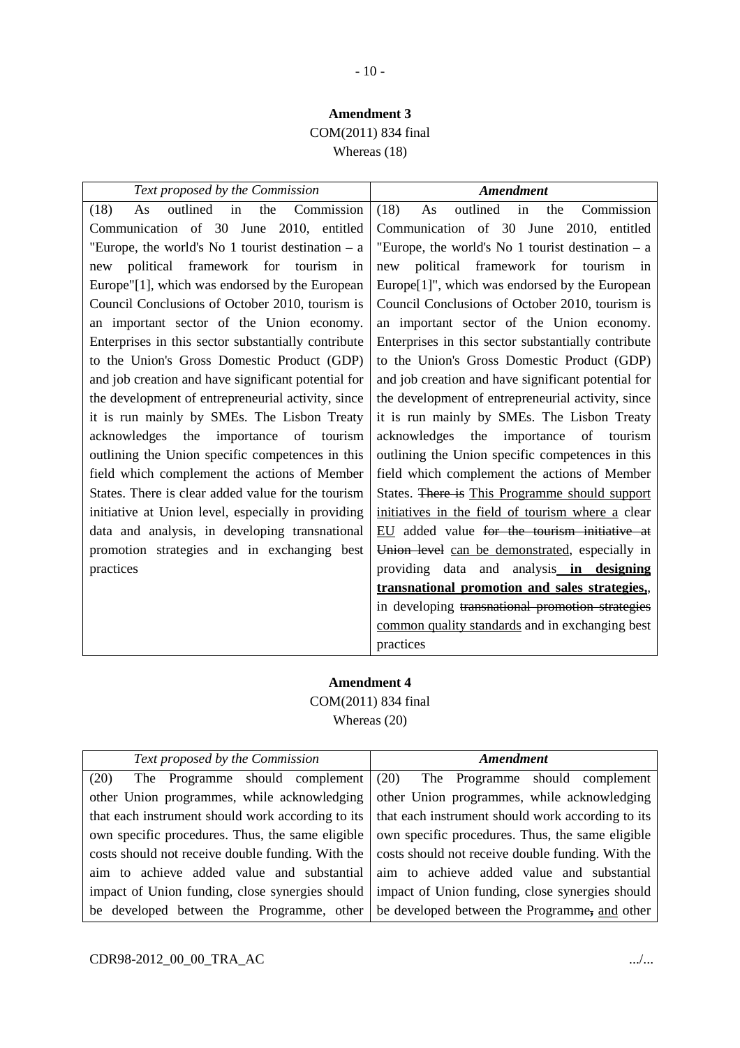**Amendment 3**
COM(2011) 834 final
Whereas (18)

| *Text proposed by the Commission* | ***Amendment*** |
|---|---|
| (18) As outlined in the Commission Communication of 30 June 2010, entitled "Europe, the world's No 1 tourist destination – a new political framework for tourism in Europe"[1], which was endorsed by the European Council Conclusions of October 2010, tourism is an important sector of the Union economy. Enterprises in this sector substantially contribute to the Union's Gross Domestic Product (GDP) and job creation and have significant potential for the development of entrepreneurial activity, since it is run mainly by SMEs. The Lisbon Treaty acknowledges the importance of tourism outlining the Union specific competences in this field which complement the actions of Member States. There is clear added value for the tourism initiative at Union level, especially in providing data and analysis, in developing transnational promotion strategies and in exchanging best practices | (18) As outlined in the Commission Communication of 30 June 2010, entitled "Europe, the world's No 1 tourist destination – a new political framework for tourism in Europe[1]", which was endorsed by the European Council Conclusions of October 2010, tourism is an important sector of the Union economy. Enterprises in this sector substantially contribute to the Union's Gross Domestic Product (GDP) and job creation and have significant potential for the development of entrepreneurial activity, since it is run mainly by SMEs. The Lisbon Treaty acknowledges the importance of tourism outlining the Union specific competences in this field which complement the actions of Member States. ~~There is~~ <u>This Programme should support initiatives in the field of tourism where a</u> clear <u>EU</u> added value ~~for the tourism initiative at Union level~~ <u>can be demonstrated</u>, especially in providing data and analysis<u>**, in designing transnational promotion and sales strategies,**</u>, in developing ~~transnational promotion strategies~~ <u>common quality standards</u> and in exchanging best practices |

**Amendment 4**
COM(2011) 834 final
Whereas (20)

| *Text proposed by the Commission* | ***Amendment*** |
|---|---|
| (20) The Programme should complement other Union programmes, while acknowledging that each instrument should work according to its own specific procedures. Thus, the same eligible costs should not receive double funding. With the aim to achieve added value and substantial impact of Union funding, close synergies should be developed between the Programme, other | (20) The Programme should complement other Union programmes, while acknowledging that each instrument should work according to its own specific procedures. Thus, the same eligible costs should not receive double funding. With the aim to achieve added value and substantial impact of Union funding, close synergies should be developed between the Programme~~,~~ <u>and</u> other |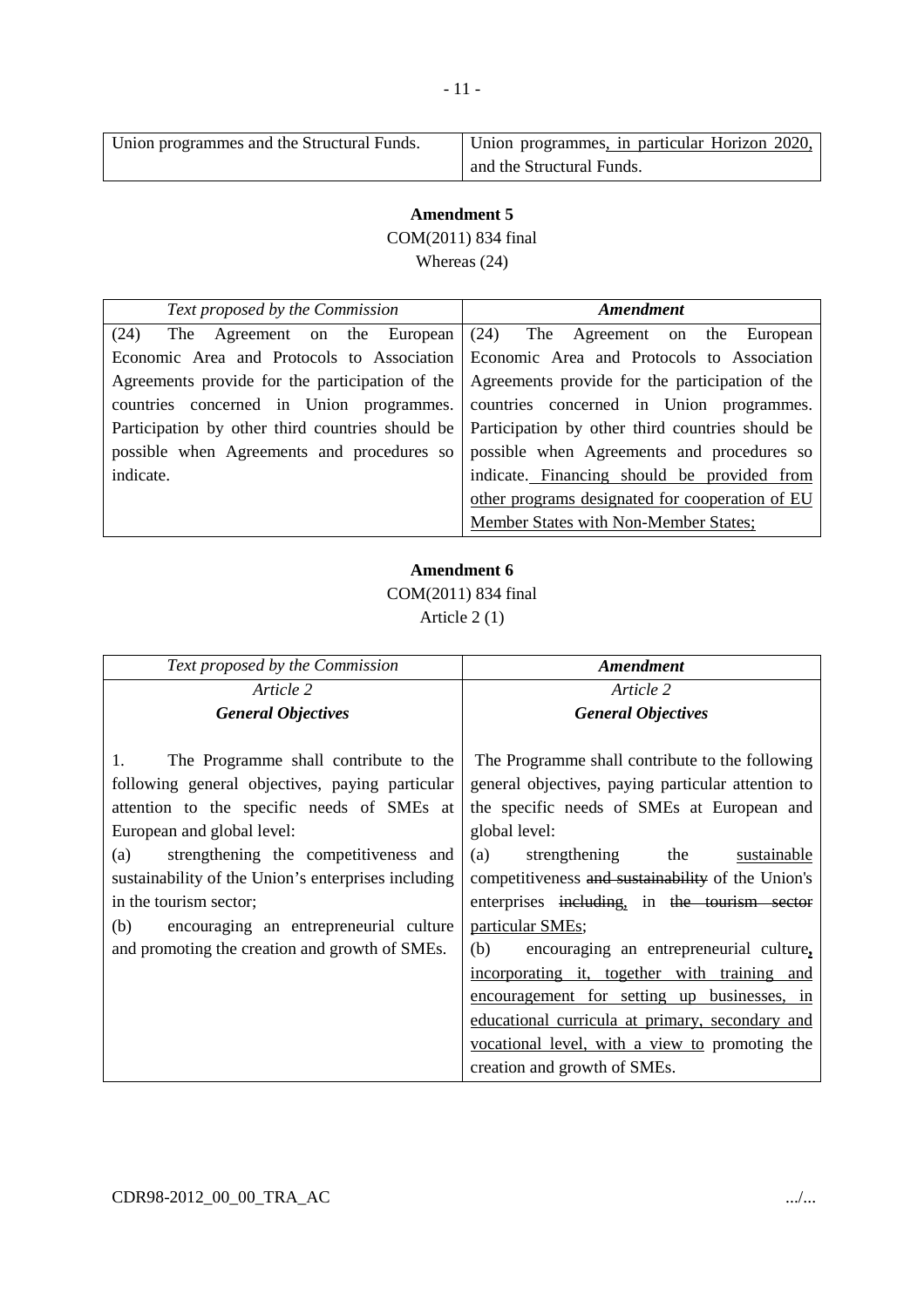| Union programmes and the Structural Funds. | Union programmes, in particular Horizon 2020, and the Structural Funds. |
|---|---|

**Amendment 5**
COM(2011) 834 final
Whereas (24)

| *Text proposed by the Commission* | ***Amendment*** |
|---|---|
| (24) The Agreement on the European Economic Area and Protocols to Association Agreements provide for the participation of the countries concerned in Union programmes. Participation by other third countries should be possible when Agreements and procedures so indicate. | (24) The Agreement on the European Economic Area and Protocols to Association Agreements provide for the participation of the countries concerned in Union programmes. Participation by other third countries should be possible when Agreements and procedures so indicate. Financing should be provided from other programs designated for cooperation of EU Member States with Non-Member States; |

**Amendment 6**
COM(2011) 834 final
Article 2 (1)

| *Text proposed by the Commission* | ***Amendment*** |
|---|---|
| *Article 2*<br>***General Objectives***<br><br>1. The Programme shall contribute to the following general objectives, paying particular attention to the specific needs of SMEs at European and global level:<br>(a) strengthening the competitiveness and sustainability of the Union's enterprises including in the tourism sector;<br>(b) encouraging an entrepreneurial culture and promoting the creation and growth of SMEs. | *Article 2*<br>***General Objectives***<br><br>The Programme shall contribute to the following general objectives, paying particular attention to the specific needs of SMEs at European and global level:<br>(a) strengthening the sustainable competitiveness ~~and sustainability~~ of the Union's enterprises ~~including~~, in ~~the tourism sector~~ particular SMEs;<br>(b) encouraging an entrepreneurial culture, incorporating it, together with training and encouragement for setting up businesses, in educational curricula at primary, secondary and vocational level, with a view to promoting the creation and growth of SMEs. |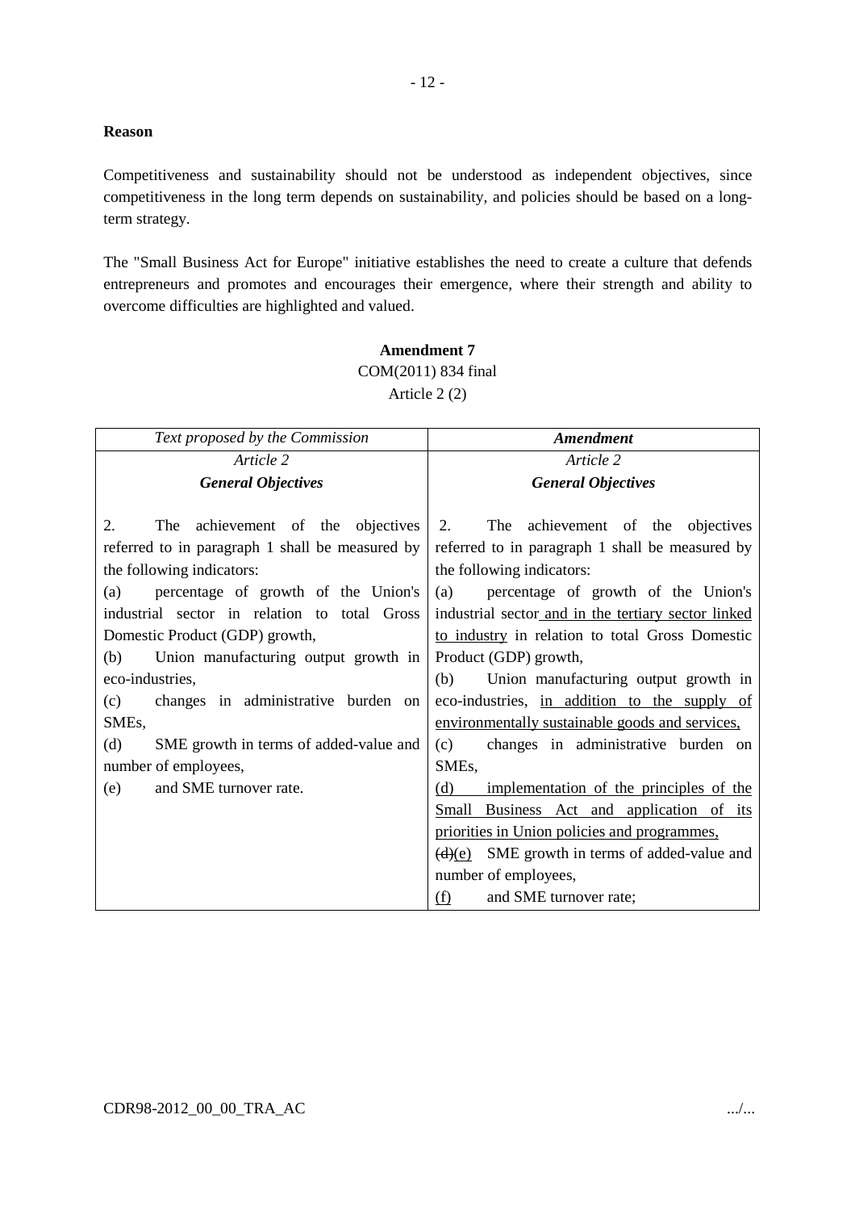**Reason**

Competitiveness and sustainability should not be understood as independent objectives, since competitiveness in the long term depends on sustainability, and policies should be based on a long-term strategy.

The "Small Business Act for Europe" initiative establishes the need to create a culture that defends entrepreneurs and promotes and encourages their emergence, where their strength and ability to overcome difficulties are highlighted and valued.

**Amendment 7**
COM(2011) 834 final
Article 2 (2)

| *Text proposed by the Commission* | ***Amendment*** |
|---|---|
| *Article 2*<br>***General Objectives***<br><br>2. The achievement of the objectives referred to in paragraph 1 shall be measured by the following indicators:<br>(a) percentage of growth of the Union's industrial sector in relation to total Gross Domestic Product (GDP) growth,<br>(b) Union manufacturing output growth in eco-industries,<br>(c) changes in administrative burden on SMEs,<br>(d) SME growth in terms of added-value and number of employees,<br>(e) and SME turnover rate. | *Article 2*<br>***General Objectives***<br><br>2. The achievement of the objectives referred to in paragraph 1 shall be measured by the following indicators:<br>(a) percentage of growth of the Union's industrial sector <u>and in the tertiary sector linked to industry</u> in relation to total Gross Domestic Product (GDP) growth,<br>(b) Union manufacturing output growth in eco-industries, <u>in addition to the supply of environmentally sustainable goods and services,</u><br>(c) changes in administrative burden on SMEs,<br><u>(d) implementation of the principles of the Small Business Act and application of its priorities in Union policies and programmes,</u><br>~~(d)~~<u>(e)</u> SME growth in terms of added-value and number of employees,<br><u>(f)</u> and SME turnover rate; |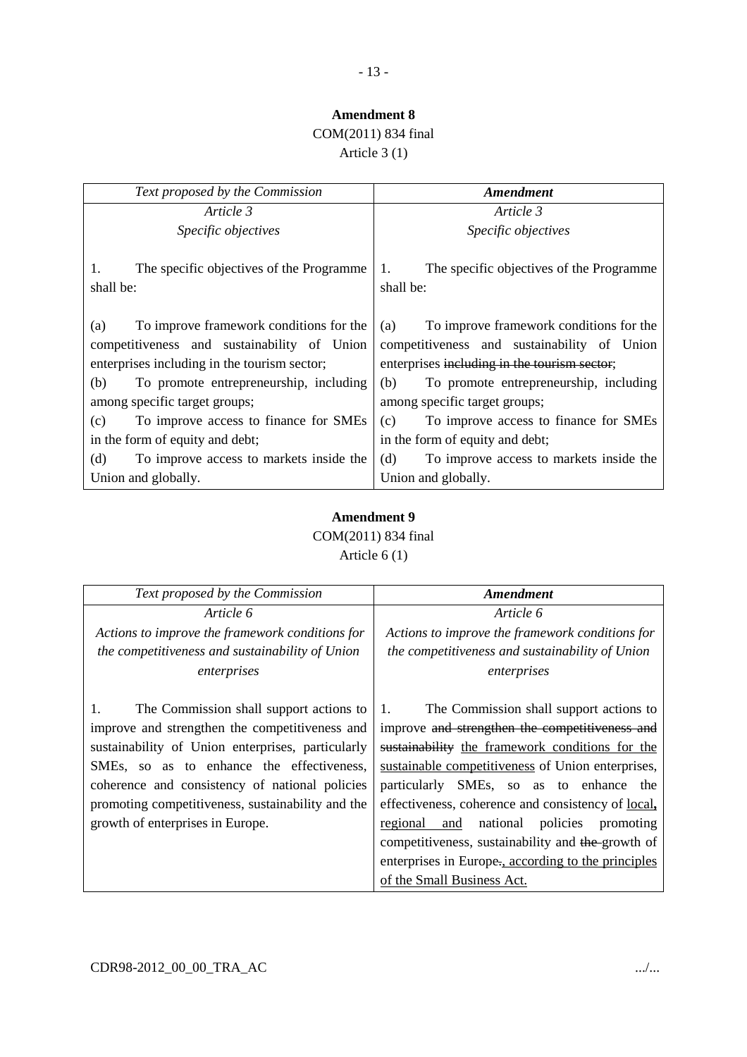**Amendment 8**

COM(2011) 834 final

Article 3 (1)

| *Text proposed by the Commission* | ***Amendment*** |
|---|---|
| *Article 3*<br>*Specific objectives*<br><br>1. The specific objectives of the Programme shall be:<br><br>(a) To improve framework conditions for the competitiveness and sustainability of Union enterprises including in the tourism sector;<br>(b) To promote entrepreneurship, including among specific target groups;<br>(c) To improve access to finance for SMEs in the form of equity and debt;<br>(d) To improve access to markets inside the Union and globally. | *Article 3*<br>*Specific objectives*<br><br>1. The specific objectives of the Programme shall be:<br><br>(a) To improve framework conditions for the competitiveness and sustainability of Union enterprises ~~including in the tourism sector~~;<br>(b) To promote entrepreneurship, including among specific target groups;<br>(c) To improve access to finance for SMEs in the form of equity and debt;<br>(d) To improve access to markets inside the Union and globally. |

**Amendment 9**

COM(2011) 834 final

Article 6 (1)

| *Text proposed by the Commission* | ***Amendment*** |
|---|---|
| *Article 6*<br>*Actions to improve the framework conditions for the competitiveness and sustainability of Union enterprises*<br><br>1. The Commission shall support actions to improve and strengthen the competitiveness and sustainability of Union enterprises, particularly SMEs, so as to enhance the effectiveness, coherence and consistency of national policies promoting competitiveness, sustainability and the growth of enterprises in Europe. | *Article 6*<br>*Actions to improve the framework conditions for the competitiveness and sustainability of Union enterprises*<br><br>1. The Commission shall support actions to improve ~~and strengthen the competitiveness and sustainability~~ <u>the framework conditions for the sustainable competitiveness</u> of Union enterprises, particularly SMEs, so as to enhance the effectiveness, coherence and consistency of <u>local**,** regional and</u> national policies promoting competitiveness, sustainability and ~~the~~ growth of enterprises in Europe~~.~~<u>, according to the principles of the Small Business Act.</u> |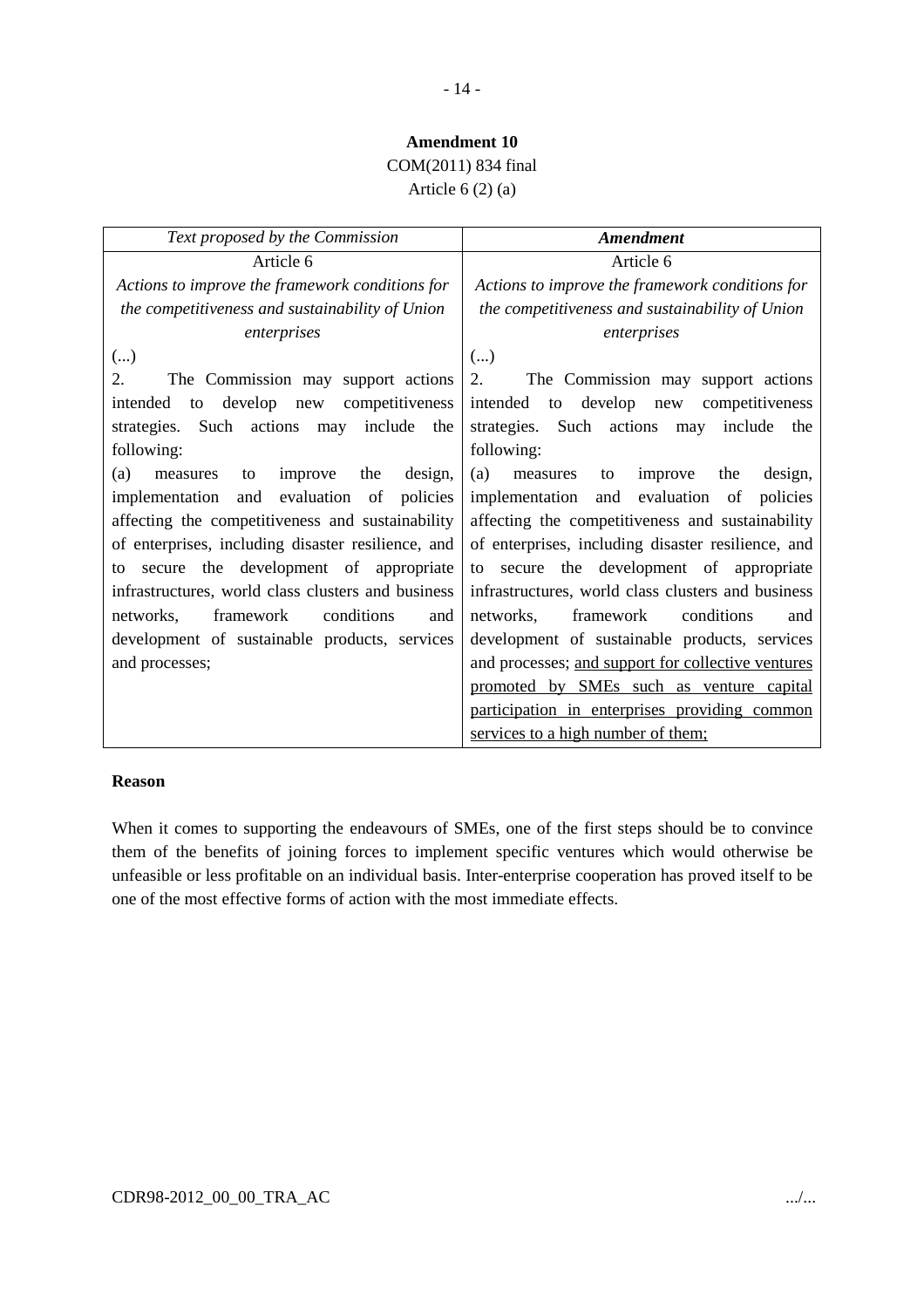**Amendment 10**

COM(2011) 834 final

Article 6 (2) (a)

| *Text proposed by the Commission* | ***Amendment*** |
|---|---|
| Article 6<br>*Actions to improve the framework conditions for the competitiveness and sustainability of Union enterprises*<br>(...)<br>2. The Commission may support actions intended to develop new competitiveness strategies. Such actions may include the following:<br>(a) measures to improve the design, implementation and evaluation of policies affecting the competitiveness and sustainability of enterprises, including disaster resilience, and to secure the development of appropriate infrastructures, world class clusters and business networks, framework conditions and development of sustainable products, services and processes; | Article 6<br>*Actions to improve the framework conditions for the competitiveness and sustainability of Union enterprises*<br>(...)<br>2. The Commission may support actions intended to develop new competitiveness strategies. Such actions may include the following:<br>(a) measures to improve the design, implementation and evaluation of policies affecting the competitiveness and sustainability of enterprises, including disaster resilience, and to secure the development of appropriate infrastructures, world class clusters and business networks, framework conditions and development of sustainable products, services and processes; <u>and support for collective ventures promoted by SMEs such as venture capital participation in enterprises providing common services to a high number of them;</u> |

**Reason**

When it comes to supporting the endeavours of SMEs, one of the first steps should be to convince them of the benefits of joining forces to implement specific ventures which would otherwise be unfeasible or less profitable on an individual basis. Inter-enterprise cooperation has proved itself to be one of the most effective forms of action with the most immediate effects.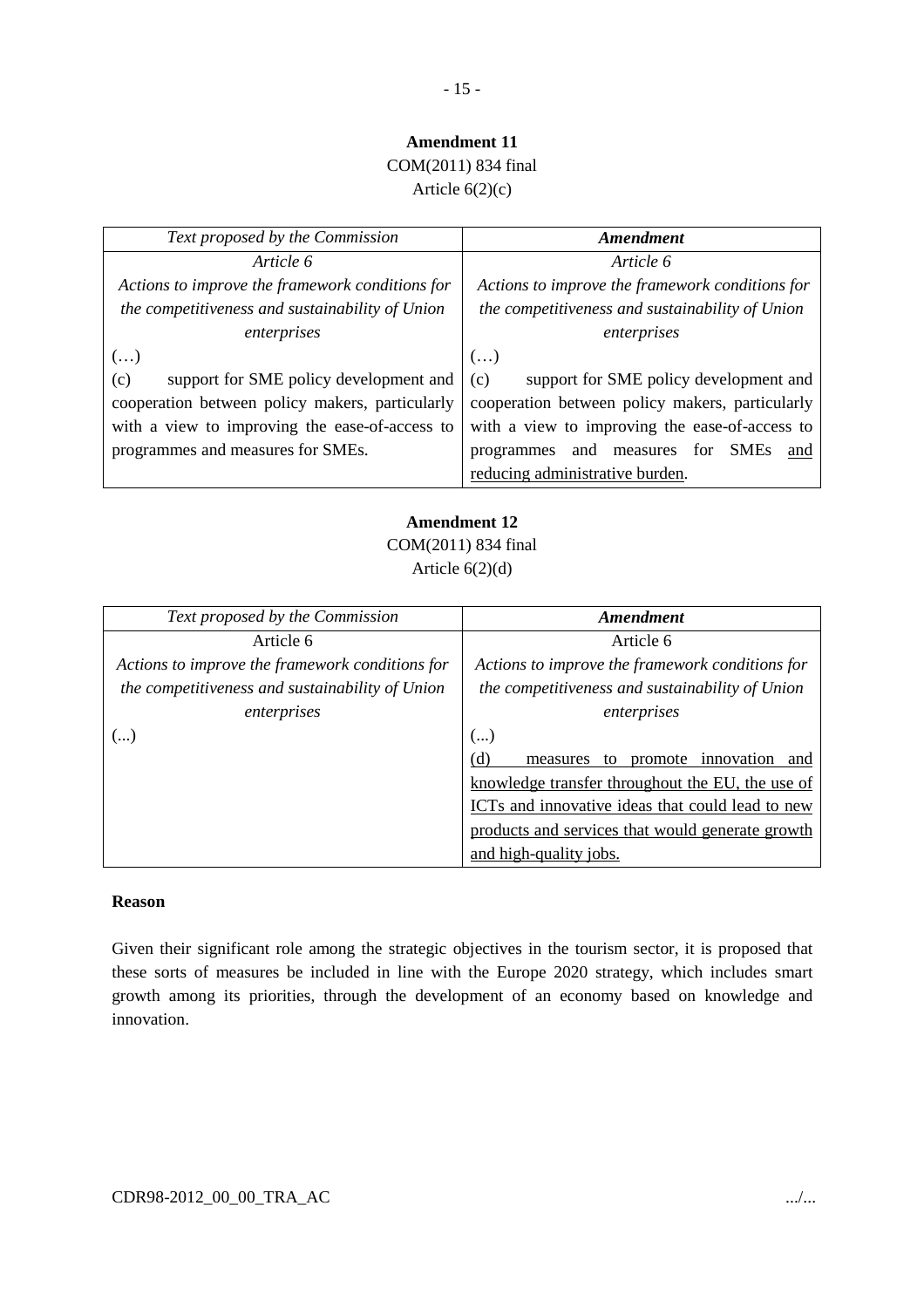**Amendment 11**

COM(2011) 834 final

Article 6(2)(c)

| *Text proposed by the Commission* | ***Amendment*** |
|---|---|
| *Article 6*<br>*Actions to improve the framework conditions for the competitiveness and sustainability of Union enterprises*<br>(…)<br>(c) support for SME policy development and cooperation between policy makers, particularly with a view to improving the ease-of-access to programmes and measures for SMEs. | *Article 6*<br>*Actions to improve the framework conditions for the competitiveness and sustainability of Union enterprises*<br>(…)<br>(c) support for SME policy development and cooperation between policy makers, particularly with a view to improving the ease-of-access to programmes and measures for SMEs <u>and reducing administrative burden</u>. |

**Amendment 12**

COM(2011) 834 final

Article 6(2)(d)

| *Text proposed by the Commission* | ***Amendment*** |
|---|---|
| Article 6<br>*Actions to improve the framework conditions for the competitiveness and sustainability of Union enterprises*<br>(...) | Article 6<br>*Actions to improve the framework conditions for the competitiveness and sustainability of Union enterprises*<br>(...)<br><u>(d) measures to promote innovation and knowledge transfer throughout the EU, the use of ICTs and innovative ideas that could lead to new products and services that would generate growth and high-quality jobs.</u> |

**Reason**

Given their significant role among the strategic objectives in the tourism sector, it is proposed that these sorts of measures be included in line with the Europe 2020 strategy, which includes smart growth among its priorities, through the development of an economy based on knowledge and innovation.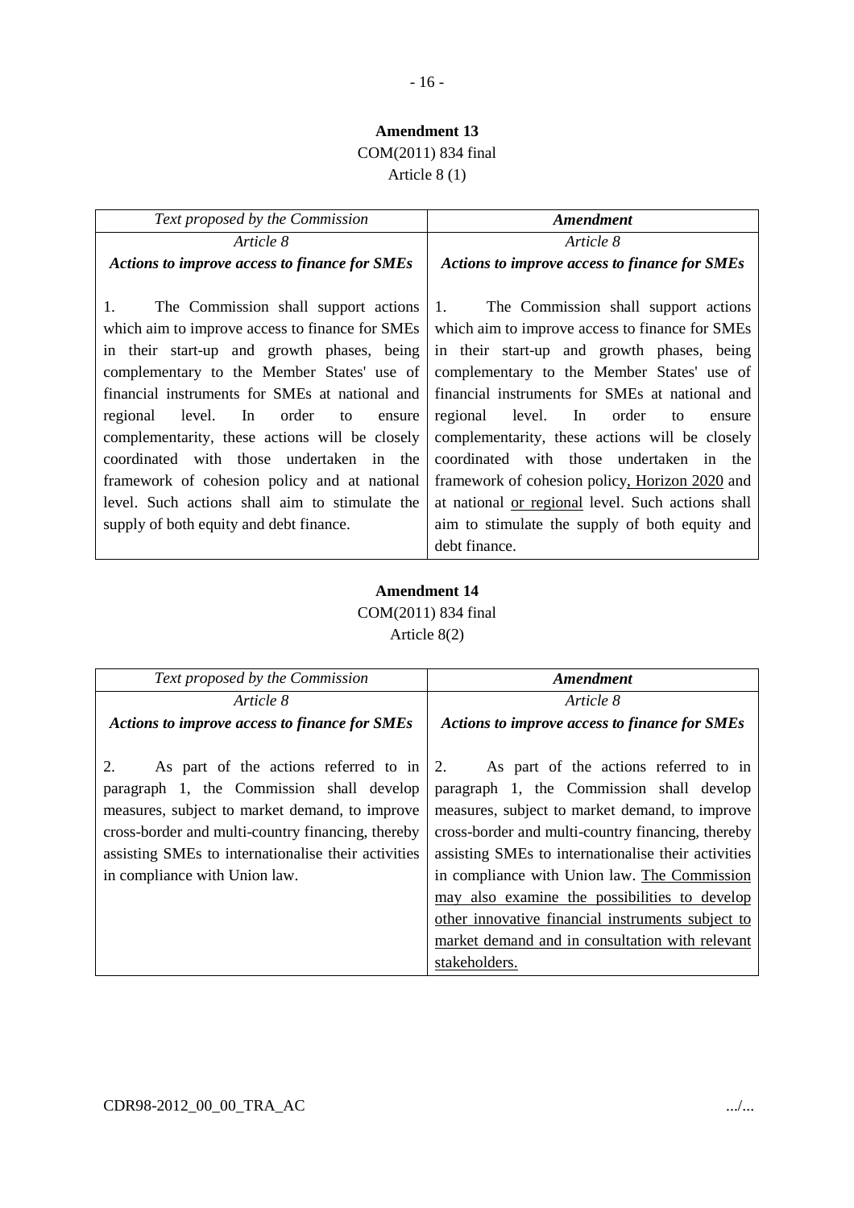**Amendment 13**
COM(2011) 834 final
Article 8 (1)

| *Text proposed by the Commission* | ***Amendment*** |
|---|---|
| *Article 8*<br>***Actions to improve access to finance for SMEs***<br><br>1. The Commission shall support actions which aim to improve access to finance for SMEs in their start-up and growth phases, being complementary to the Member States' use of financial instruments for SMEs at national and regional level. In order to ensure complementarity, these actions will be closely coordinated with those undertaken in the framework of cohesion policy and at national level. Such actions shall aim to stimulate the supply of both equity and debt finance. | *Article 8*<br>***Actions to improve access to finance for SMEs***<br><br>1. The Commission shall support actions which aim to improve access to finance for SMEs in their start-up and growth phases, being complementary to the Member States' use of financial instruments for SMEs at national and regional level. In order to ensure complementarity, these actions will be closely coordinated with those undertaken in the framework of cohesion policy<u>, Horizon 2020</u> and at national <u>or regional</u> level. Such actions shall aim to stimulate the supply of both equity and debt finance. |

**Amendment 14**
COM(2011) 834 final
Article 8(2)

| *Text proposed by the Commission* | ***Amendment*** |
|---|---|
| *Article 8*<br>***Actions to improve access to finance for SMEs***<br><br>2. As part of the actions referred to in paragraph 1, the Commission shall develop measures, subject to market demand, to improve cross-border and multi-country financing, thereby assisting SMEs to internationalise their activities in compliance with Union law. | *Article 8*<br>***Actions to improve access to finance for SMEs***<br><br>2. As part of the actions referred to in paragraph 1, the Commission shall develop measures, subject to market demand, to improve cross-border and multi-country financing, thereby assisting SMEs to internationalise their activities in compliance with Union law. <u>The Commission may also examine the possibilities to develop other innovative financial instruments subject to market demand and in consultation with relevant stakeholders.</u> |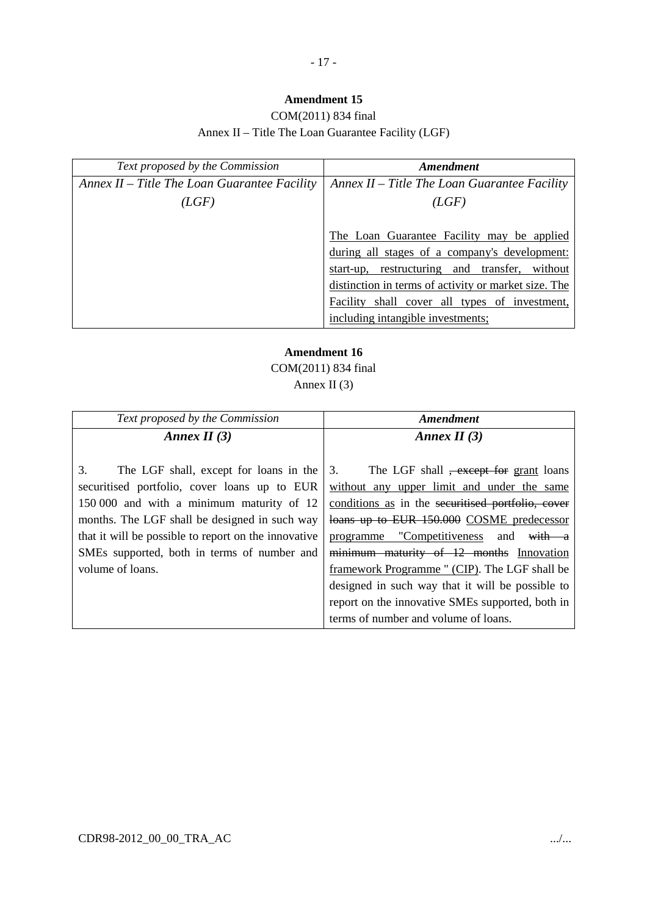**Amendment 15**

COM(2011) 834 final

Annex II – Title The Loan Guarantee Facility (LGF)

| *Text proposed by the Commission* | ***Amendment*** |
|---|---|
| *Annex II – Title The Loan Guarantee Facility (LGF)* | *Annex II – Title The Loan Guarantee Facility (LGF)* |
| | The Loan Guarantee Facility may be applied during all stages of a company's development: start-up, restructuring and transfer, without distinction in terms of activity or market size. The Facility shall cover all types of investment, including intangible investments; |

**Amendment 16**

COM(2011) 834 final

Annex II (3)

| *Text proposed by the Commission* | ***Amendment*** |
|---|---|
| ***Annex II (3)*** | ***Annex II (3)*** |
| 3. The LGF shall, except for loans in the securitised portfolio, cover loans up to EUR 150 000 and with a minimum maturity of 12 months. The LGF shall be designed in such way that it will be possible to report on the innovative SMEs supported, both in terms of number and volume of loans. | 3. The LGF shall ~~, except for~~ grant loans without any upper limit and under the same conditions as in the ~~securitised portfolio, cover loans up to EUR 150.000~~ COSME predecessor programme "Competitiveness and ~~with a minimum maturity of 12 months~~ Innovation framework Programme " (CIP). The LGF shall be designed in such way that it will be possible to report on the innovative SMEs supported, both in terms of number and volume of loans. |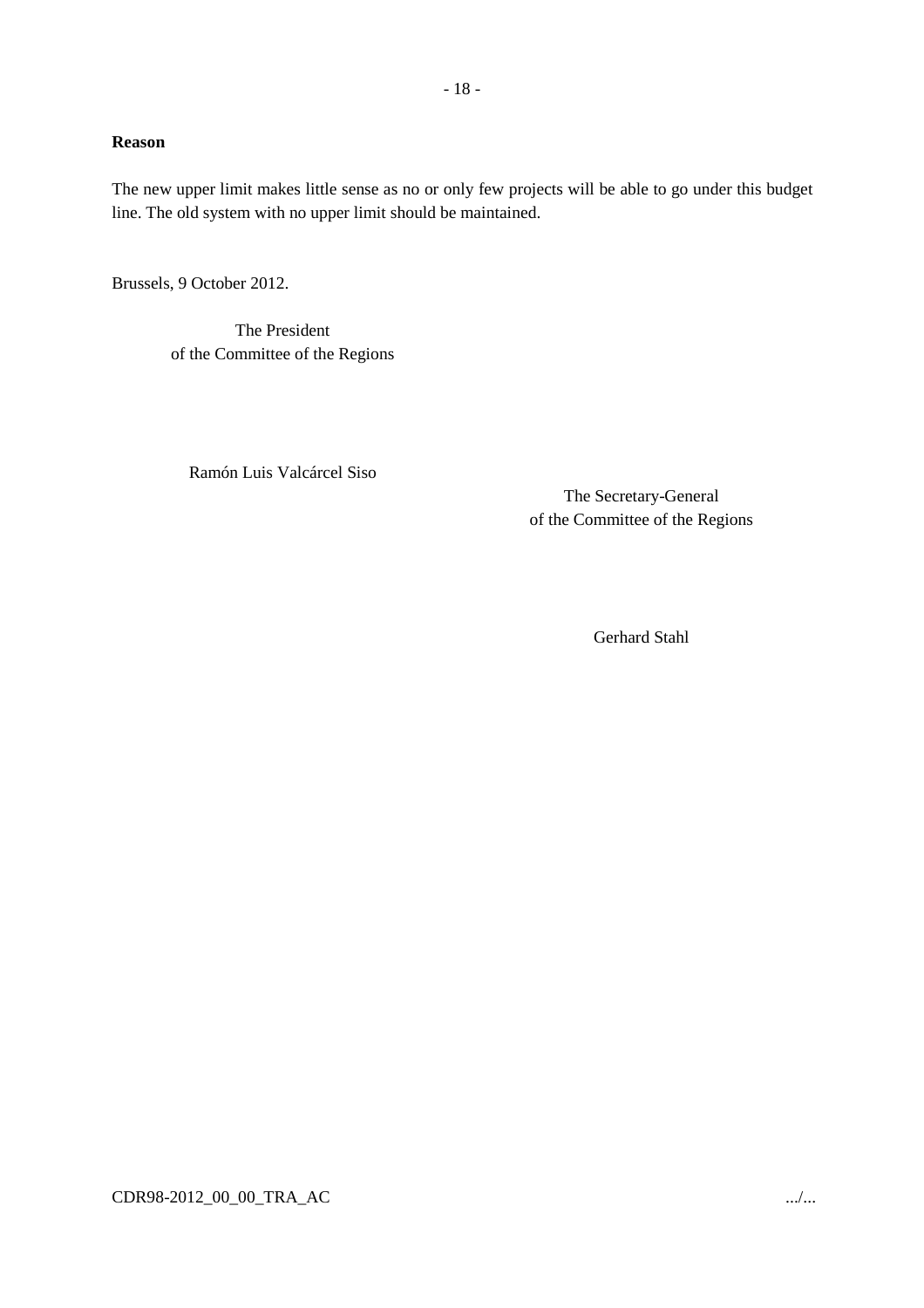**Reason**

The new upper limit makes little sense as no or only few projects will be able to go under this budget line. The old system with no upper limit should be maintained.

Brussels, 9 October 2012.

The President
of the Committee of the Regions

Ramón Luis Valcárcel Siso

The Secretary-General
of the Committee of the Regions

Gerhard Stahl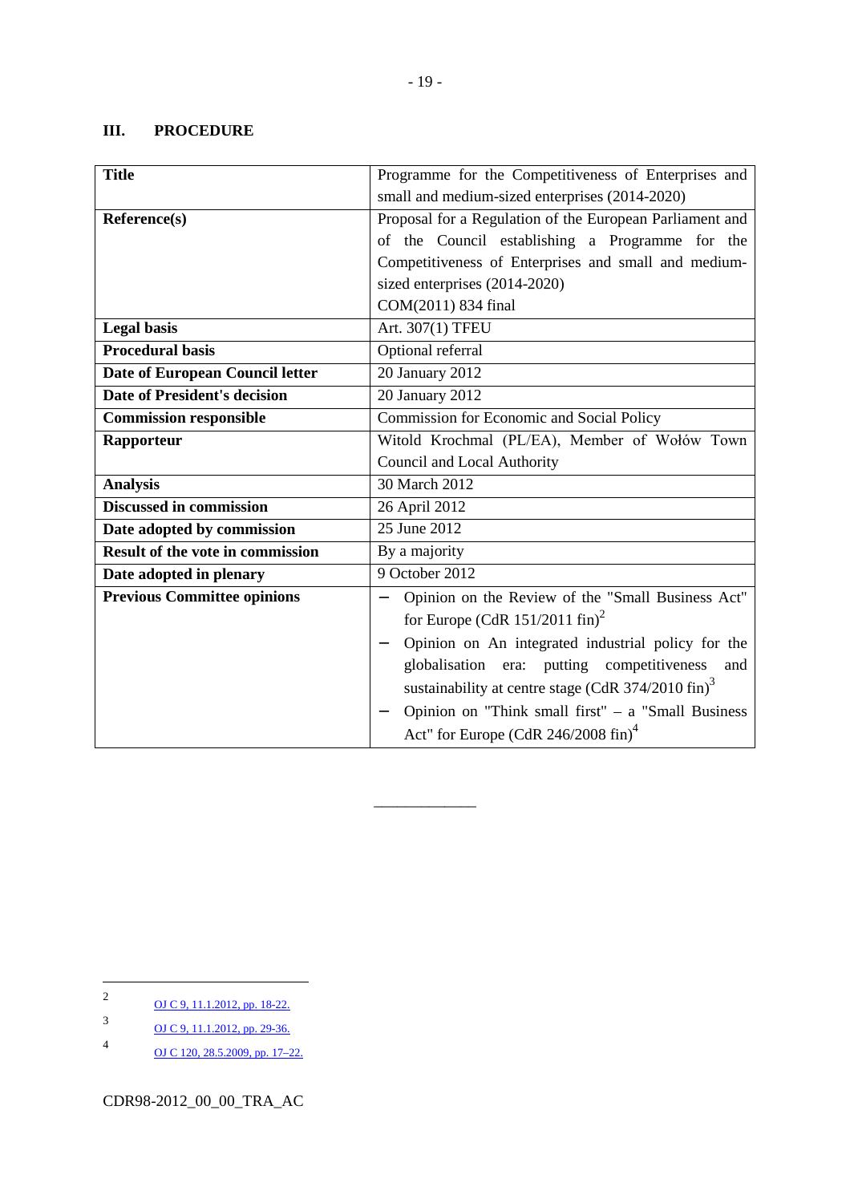## III. PROCEDURE

| | |
|---|---|
| **Title** | Programme for the Competitiveness of Enterprises and small and medium-sized enterprises (2014-2020) |
| **Reference(s)** | Proposal for a Regulation of the European Parliament and of the Council establishing a Programme for the Competitiveness of Enterprises and small and medium-sized enterprises (2014-2020) COM(2011) 834 final |
| **Legal basis** | Art. 307(1) TFEU |
| **Procedural basis** | Optional referral |
| **Date of European Council letter** | 20 January 2012 |
| **Date of President's decision** | 20 January 2012 |
| **Commission responsible** | Commission for Economic and Social Policy |
| **Rapporteur** | Witold Krochmal (PL/EA), Member of Wołów Town Council and Local Authority |
| **Analysis** | 30 March 2012 |
| **Discussed in commission** | 26 April 2012 |
| **Date adopted by commission** | 25 June 2012 |
| **Result of the vote in commission** | By a majority |
| **Date adopted in plenary** | 9 October 2012 |
| **Previous Committee opinions** | – Opinion on the Review of the "Small Business Act" for Europe (CdR 151/2011 fin)[2] – Opinion on An integrated industrial policy for the globalisation era: putting competitiveness and sustainability at centre stage (CdR 374/2010 fin)[3] – Opinion on "Think small first" – a "Small Business Act" for Europe (CdR 246/2008 fin)[4] |

_____________

[2] OJ C 9, 11.1.2012, pp. 18-22.

[3] OJ C 9, 11.1.2012, pp. 29-36.

[4] OJ C 120, 28.5.2009, pp. 17–22.